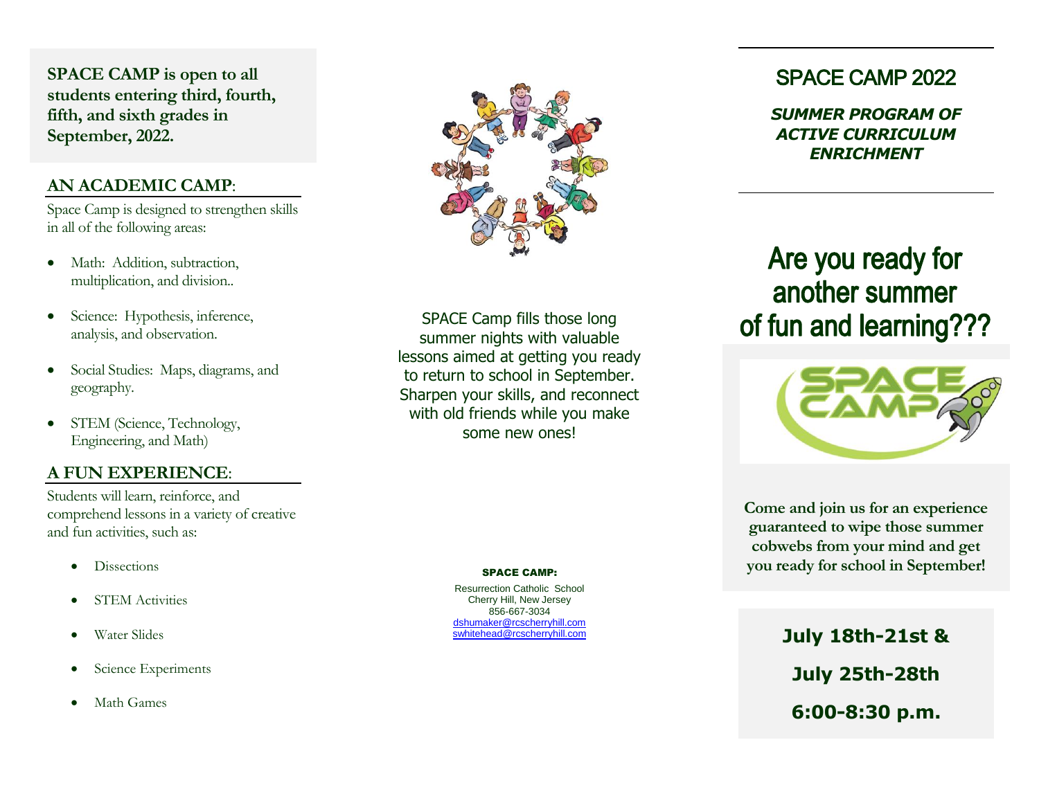**SPACE CAMP is open to all students entering third, fourth, fifth, and sixth grades in September, 2022.**

## AN ACADEMIC CAMP:

Space Camp is designed to strengthen skills in all of the following areas:

- Math: Addition, subtraction, multiplication, and division..
- Science: Hypothesis, inference, analysis, and observation.
- Social Studies: Maps, diagrams, and geography.
- STEM (Science, Technology, Engineering, and Math)

## A FUN EXPERIENCE:

Students will learn, reinforce, and comprehend lessons in a variety of creative and fun activities, such as:

- Dissections
- STEM Activities
- Water Slides
- Science Experiments
- Math Games

SPACE Camp fills those long summer nights with valuable lessons aimed at getting you ready to return to school in September. Sharpen your skills, and reconnect with old friends while you make some new ones!

**SPACE CAMP:**

Resurrection Catholic School
Cherry Hill, New Jersey
856-667-3034
dshumaker@rcscherryhill.com
swhitehead@rcscherryhill.com

# SPACE CAMP 2022

***SUMMER PROGRAM OF ACTIVE CURRICULUM ENRICHMENT***

# Are you ready for another summer of fun and learning???

**Come and join us for an experience guaranteed to wipe those summer cobwebs from your mind and get you ready for school in September!**

**July 18th-21st &**

**July 25th-28th**

**6:00-8:30 p.m.**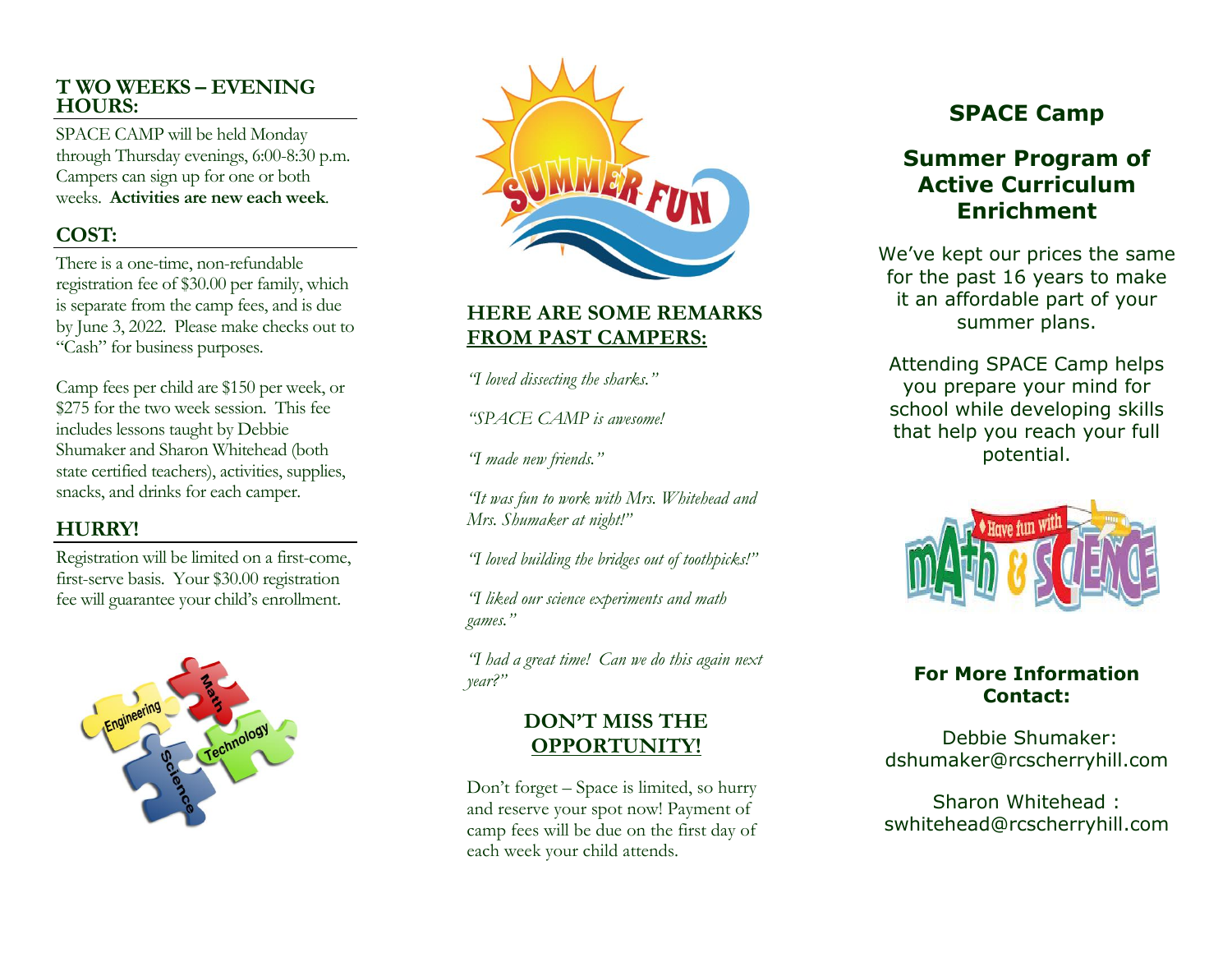## T WO WEEKS – EVENING HOURS:

SPACE CAMP will be held Monday through Thursday evenings, 6:00-8:30 p.m. Campers can sign up for one or both weeks. **Activities are new each week**.

## COST:

There is a one-time, non-refundable registration fee of $30.00 per family, which is separate from the camp fees, and is due by June 3, 2022. Please make checks out to "Cash" for business purposes.

Camp fees per child are $150 per week, or $275 for the two week session. This fee includes lessons taught by Debbie Shumaker and Sharon Whitehead (both state certified teachers), activities, supplies, snacks, and drinks for each camper.

## HURRY!

Registration will be limited on a first-come, first-serve basis. Your $30.00 registration fee will guarantee your child's enrollment.

## HERE ARE SOME REMARKS FROM PAST CAMPERS:

*"I loved dissecting the sharks."*

*"SPACE CAMP is awesome!*

*"I made new friends."*

*"It was fun to work with Mrs. Whitehead and Mrs. Shumaker at night!"*

*"I loved building the bridges out of toothpicks!"*

*"I liked our science experiments and math games."*

*"I had a great time! Can we do this again next year?"*

## DON'T MISS THE OPPORTUNITY!

Don't forget – Space is limited, so hurry and reserve your spot now! Payment of camp fees will be due on the first day of each week your child attends.

# SPACE Camp

## Summer Program of Active Curriculum Enrichment

We've kept our prices the same for the past 16 years to make it an affordable part of your summer plans.

Attending SPACE Camp helps you prepare your mind for school while developing skills that help you reach your full potential.

### For More Information Contact:

Debbie Shumaker: dshumaker@rcscherryhill.com

Sharon Whitehead : swhitehead@rcscherryhill.com